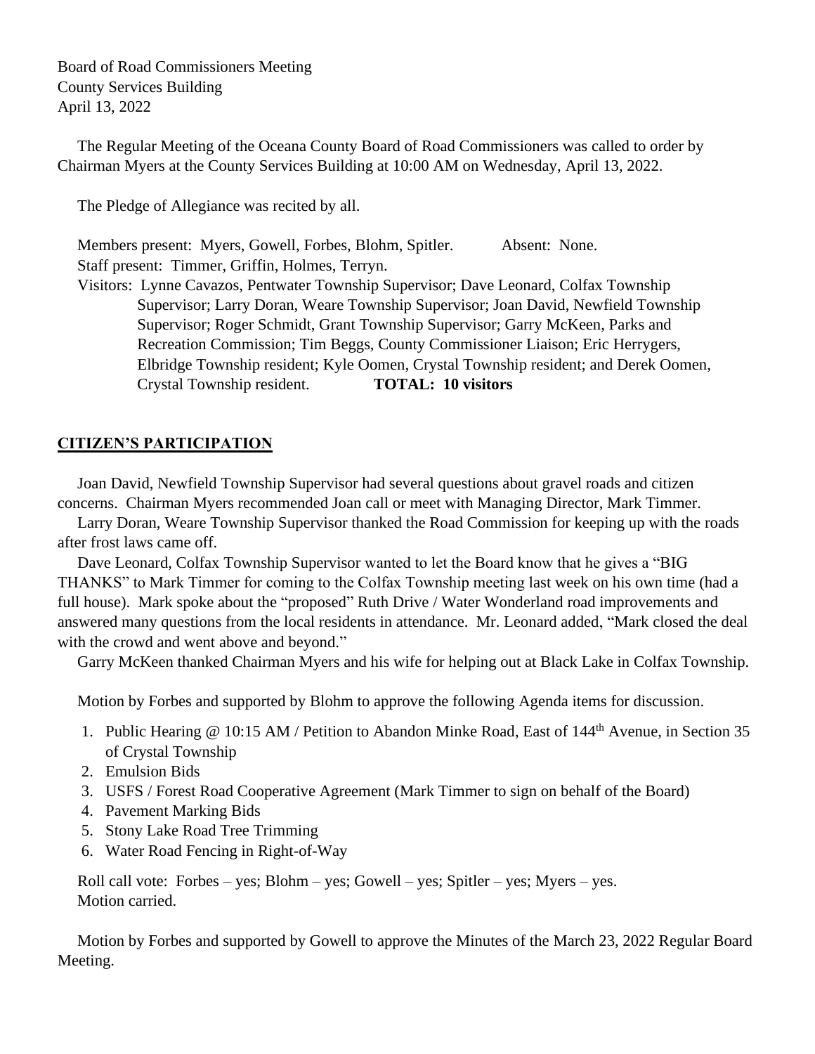Board of Road Commissioners Meeting
County Services Building
April 13, 2022

The Regular Meeting of the Oceana County Board of Road Commissioners was called to order by Chairman Myers at the County Services Building at 10:00 AM on Wednesday, April 13, 2022.

The Pledge of Allegiance was recited by all.

Members present: Myers, Gowell, Forbes, Blohm, Spitler. Absent: None.
Staff present: Timmer, Griffin, Holmes, Terryn.
Visitors: Lynne Cavazos, Pentwater Township Supervisor; Dave Leonard, Colfax Township Supervisor; Larry Doran, Weare Township Supervisor; Joan David, Newfield Township Supervisor; Roger Schmidt, Grant Township Supervisor; Garry McKeen, Parks and Recreation Commission; Tim Beggs, County Commissioner Liaison; Eric Herrygers, Elbridge Township resident; Kyle Oomen, Crystal Township resident; and Derek Oomen, Crystal Township resident. **TOTAL: 10 visitors**

## CITIZEN'S PARTICIPATION

Joan David, Newfield Township Supervisor had several questions about gravel roads and citizen concerns. Chairman Myers recommended Joan call or meet with Managing Director, Mark Timmer.

Larry Doran, Weare Township Supervisor thanked the Road Commission for keeping up with the roads after frost laws came off.

Dave Leonard, Colfax Township Supervisor wanted to let the Board know that he gives a "BIG THANKS" to Mark Timmer for coming to the Colfax Township meeting last week on his own time (had a full house). Mark spoke about the "proposed" Ruth Drive / Water Wonderland road improvements and answered many questions from the local residents in attendance. Mr. Leonard added, "Mark closed the deal with the crowd and went above and beyond."

Garry McKeen thanked Chairman Myers and his wife for helping out at Black Lake in Colfax Township.

Motion by Forbes and supported by Blohm to approve the following Agenda items for discussion.

1. Public Hearing @ 10:15 AM / Petition to Abandon Minke Road, East of 144th Avenue, in Section 35 of Crystal Township
2. Emulsion Bids
3. USFS / Forest Road Cooperative Agreement (Mark Timmer to sign on behalf of the Board)
4. Pavement Marking Bids
5. Stony Lake Road Tree Trimming
6. Water Road Fencing in Right-of-Way

Roll call vote: Forbes – yes; Blohm – yes; Gowell – yes; Spitler – yes; Myers – yes.
Motion carried.

Motion by Forbes and supported by Gowell to approve the Minutes of the March 23, 2022 Regular Board Meeting.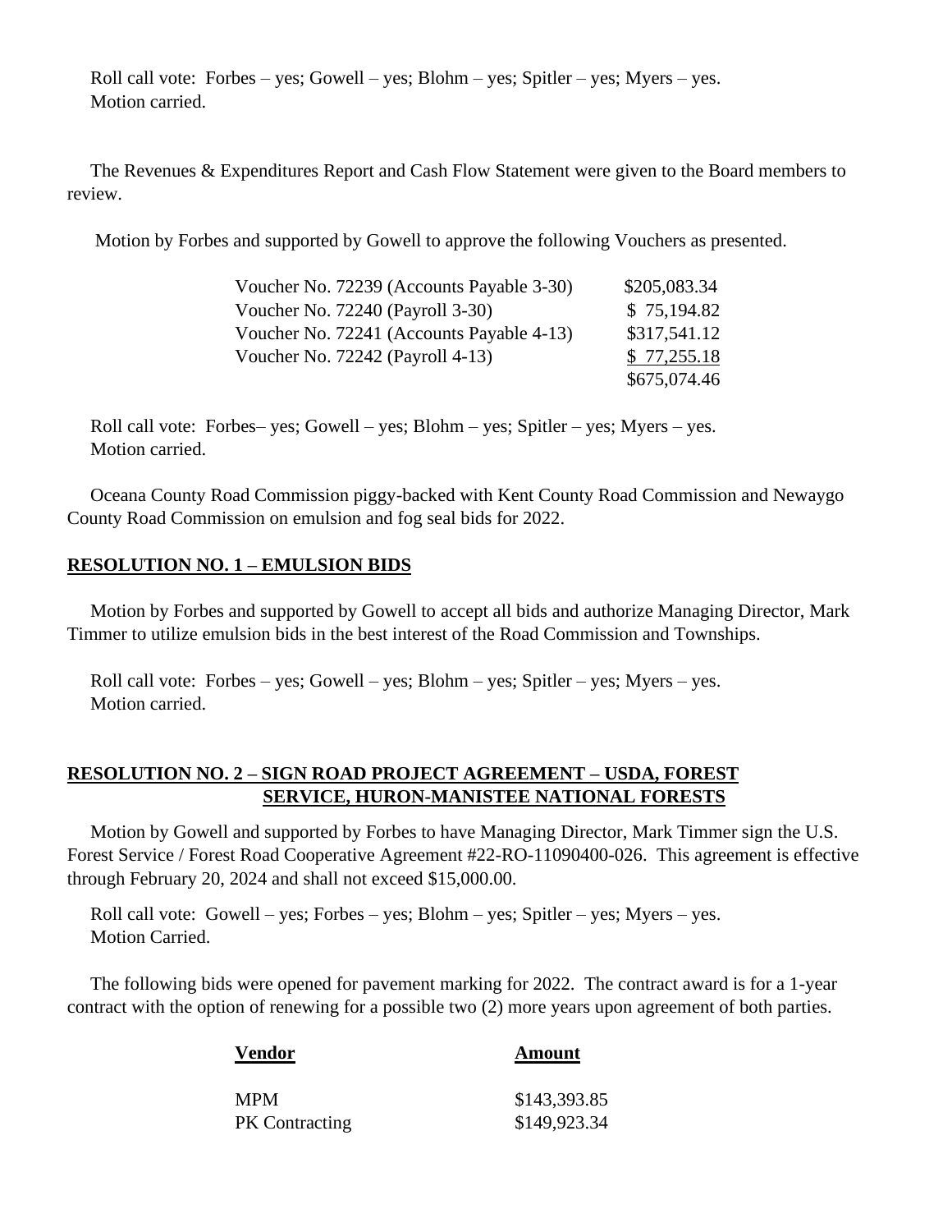Roll call vote: Forbes – yes; Gowell – yes; Blohm – yes; Spitler – yes; Myers – yes.
Motion carried.

The Revenues & Expenditures Report and Cash Flow Statement were given to the Board members to review.

Motion by Forbes and supported by Gowell to approve the following Vouchers as presented.

| | |
|---|---|
| Voucher No. 72239 (Accounts Payable 3-30) | $205,083.34 |
| Voucher No. 72240 (Payroll 3-30) | $ 75,194.82 |
| Voucher No. 72241 (Accounts Payable 4-13) | $317,541.12 |
| Voucher No. 72242 (Payroll 4-13) | $ 77,255.18 |
| | $675,074.46 |

Roll call vote: Forbes– yes; Gowell – yes; Blohm – yes; Spitler – yes; Myers – yes.
Motion carried.

Oceana County Road Commission piggy-backed with Kent County Road Commission and Newaygo County Road Commission on emulsion and fog seal bids for 2022.

**RESOLUTION NO. 1 – EMULSION BIDS**

Motion by Forbes and supported by Gowell to accept all bids and authorize Managing Director, Mark Timmer to utilize emulsion bids in the best interest of the Road Commission and Townships.

Roll call vote: Forbes – yes; Gowell – yes; Blohm – yes; Spitler – yes; Myers – yes.
Motion carried.

**RESOLUTION NO. 2 – SIGN ROAD PROJECT AGREEMENT – USDA, FOREST SERVICE, HURON-MANISTEE NATIONAL FORESTS**

Motion by Gowell and supported by Forbes to have Managing Director, Mark Timmer sign the U.S. Forest Service / Forest Road Cooperative Agreement #22-RO-11090400-026. This agreement is effective through February 20, 2024 and shall not exceed $15,000.00.

Roll call vote: Gowell – yes; Forbes – yes; Blohm – yes; Spitler – yes; Myers – yes.
Motion Carried.

The following bids were opened for pavement marking for 2022. The contract award is for a 1-year contract with the option of renewing for a possible two (2) more years upon agreement of both parties.

| Vendor | Amount |
|---|---|
| MPM | $143,393.85 |
| PK Contracting | $149,923.34 |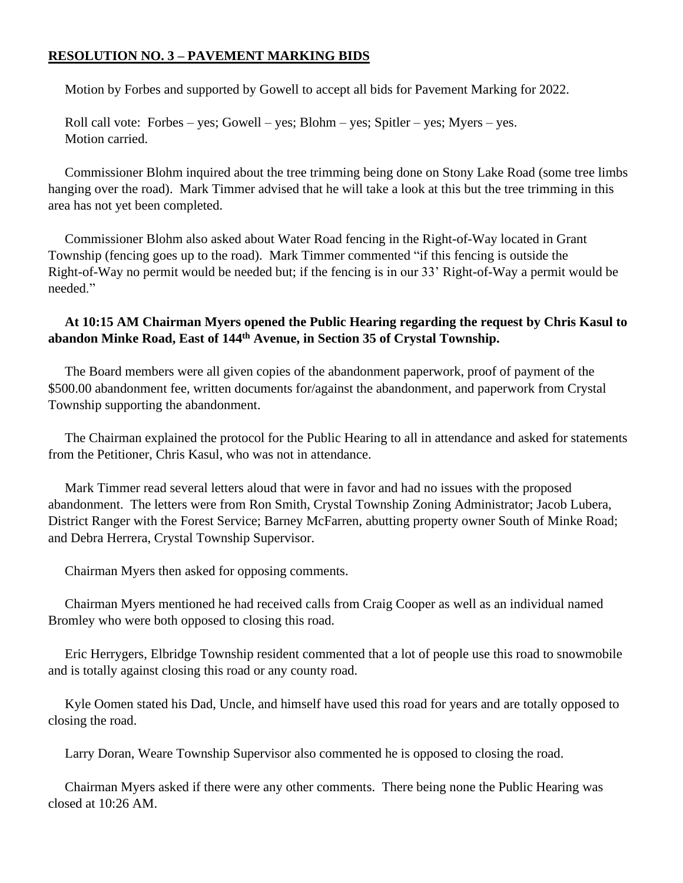**RESOLUTION NO. 3 – PAVEMENT MARKING BIDS**

Motion by Forbes and supported by Gowell to accept all bids for Pavement Marking for 2022.

Roll call vote: Forbes – yes; Gowell – yes; Blohm – yes; Spitler – yes; Myers – yes.
Motion carried.

Commissioner Blohm inquired about the tree trimming being done on Stony Lake Road (some tree limbs hanging over the road). Mark Timmer advised that he will take a look at this but the tree trimming in this area has not yet been completed.

Commissioner Blohm also asked about Water Road fencing in the Right-of-Way located in Grant Township (fencing goes up to the road). Mark Timmer commented "if this fencing is outside the Right-of-Way no permit would be needed but; if the fencing is in our 33' Right-of-Way a permit would be needed."

**At 10:15 AM Chairman Myers opened the Public Hearing regarding the request by Chris Kasul to abandon Minke Road, East of 144th Avenue, in Section 35 of Crystal Township.**

The Board members were all given copies of the abandonment paperwork, proof of payment of the $500.00 abandonment fee, written documents for/against the abandonment, and paperwork from Crystal Township supporting the abandonment.

The Chairman explained the protocol for the Public Hearing to all in attendance and asked for statements from the Petitioner, Chris Kasul, who was not in attendance.

Mark Timmer read several letters aloud that were in favor and had no issues with the proposed abandonment. The letters were from Ron Smith, Crystal Township Zoning Administrator; Jacob Lubera, District Ranger with the Forest Service; Barney McFarren, abutting property owner South of Minke Road; and Debra Herrera, Crystal Township Supervisor.

Chairman Myers then asked for opposing comments.

Chairman Myers mentioned he had received calls from Craig Cooper as well as an individual named Bromley who were both opposed to closing this road.

Eric Herrygers, Elbridge Township resident commented that a lot of people use this road to snowmobile and is totally against closing this road or any county road.

Kyle Oomen stated his Dad, Uncle, and himself have used this road for years and are totally opposed to closing the road.

Larry Doran, Weare Township Supervisor also commented he is opposed to closing the road.

Chairman Myers asked if there were any other comments. There being none the Public Hearing was closed at 10:26 AM.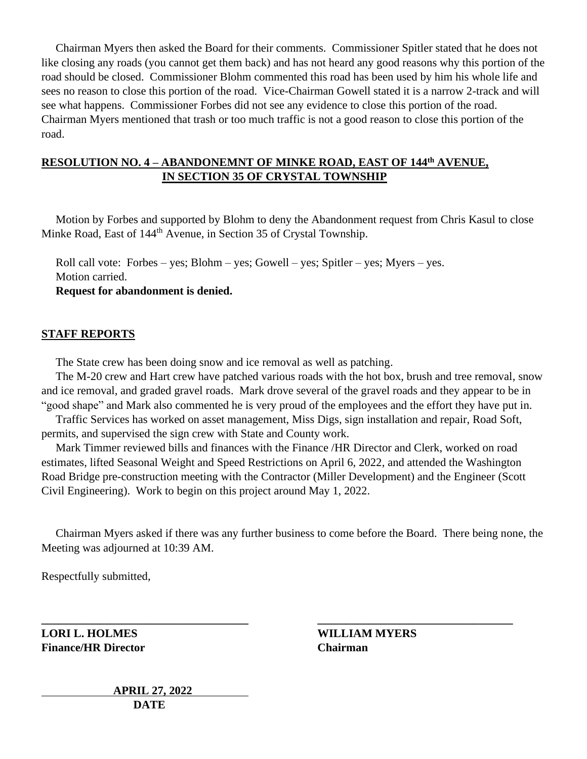Chairman Myers then asked the Board for their comments. Commissioner Spitler stated that he does not like closing any roads (you cannot get them back) and has not heard any good reasons why this portion of the road should be closed. Commissioner Blohm commented this road has been used by him his whole life and sees no reason to close this portion of the road. Vice-Chairman Gowell stated it is a narrow 2-track and will see what happens. Commissioner Forbes did not see any evidence to close this portion of the road. Chairman Myers mentioned that trash or too much traffic is not a good reason to close this portion of the road.

**RESOLUTION NO. 4 – ABANDONEMNT OF MINKE ROAD, EAST OF 144th AVENUE, IN SECTION 35 OF CRYSTAL TOWNSHIP**

Motion by Forbes and supported by Blohm to deny the Abandonment request from Chris Kasul to close Minke Road, East of 144th Avenue, in Section 35 of Crystal Township.

Roll call vote: Forbes – yes; Blohm – yes; Gowell – yes; Spitler – yes; Myers – yes.
Motion carried.
**Request for abandonment is denied.**

**STAFF REPORTS**

The State crew has been doing snow and ice removal as well as patching.

The M-20 crew and Hart crew have patched various roads with the hot box, brush and tree removal, snow and ice removal, and graded gravel roads. Mark drove several of the gravel roads and they appear to be in "good shape" and Mark also commented he is very proud of the employees and the effort they have put in.

Traffic Services has worked on asset management, Miss Digs, sign installation and repair, Road Soft, permits, and supervised the sign crew with State and County work.

Mark Timmer reviewed bills and finances with the Finance /HR Director and Clerk, worked on road estimates, lifted Seasonal Weight and Speed Restrictions on April 6, 2022, and attended the Washington Road Bridge pre-construction meeting with the Contractor (Miller Development) and the Engineer (Scott Civil Engineering). Work to begin on this project around May 1, 2022.

Chairman Myers asked if there was any further business to come before the Board. There being none, the Meeting was adjourned at 10:39 AM.

Respectfully submitted,

**LORI L. HOLMES**
**Finance/HR Director**

**WILLIAM MYERS**
**Chairman**

**APRIL 27, 2022**
**DATE**